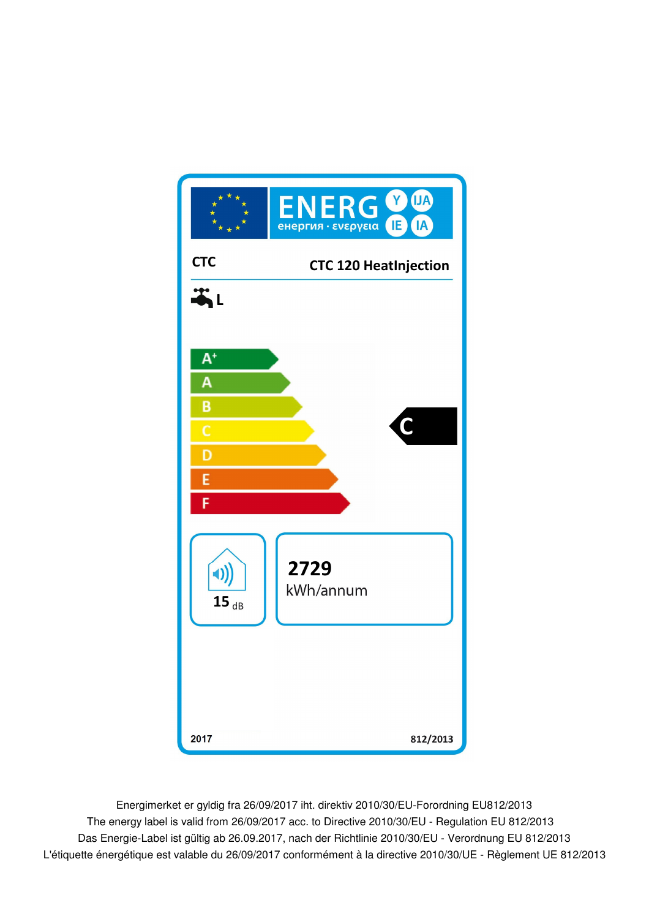ENERG енергия · ενεργεια Y IJA IE IA

**CTC** **CTC 120 HeatInjection**

L

- A+
- A
- B
- C
- D
- E
- F

**C**

15 dB

**2729**
kWh/annum

2017 812/2013

Energimerket er gyldig fra 26/09/2017 iht. direktiv 2010/30/EU-Forordning EU812/2013

The energy label is valid from 26/09/2017 acc. to Directive 2010/30/EU - Regulation EU 812/2013

Das Energie-Label ist gültig ab 26.09.2017, nach der Richtlinie 2010/30/EU - Verordnung EU 812/2013

L'étiquette énergétique est valable du 26/09/2017 conformément à la directive 2010/30/UE - Règlement UE 812/2013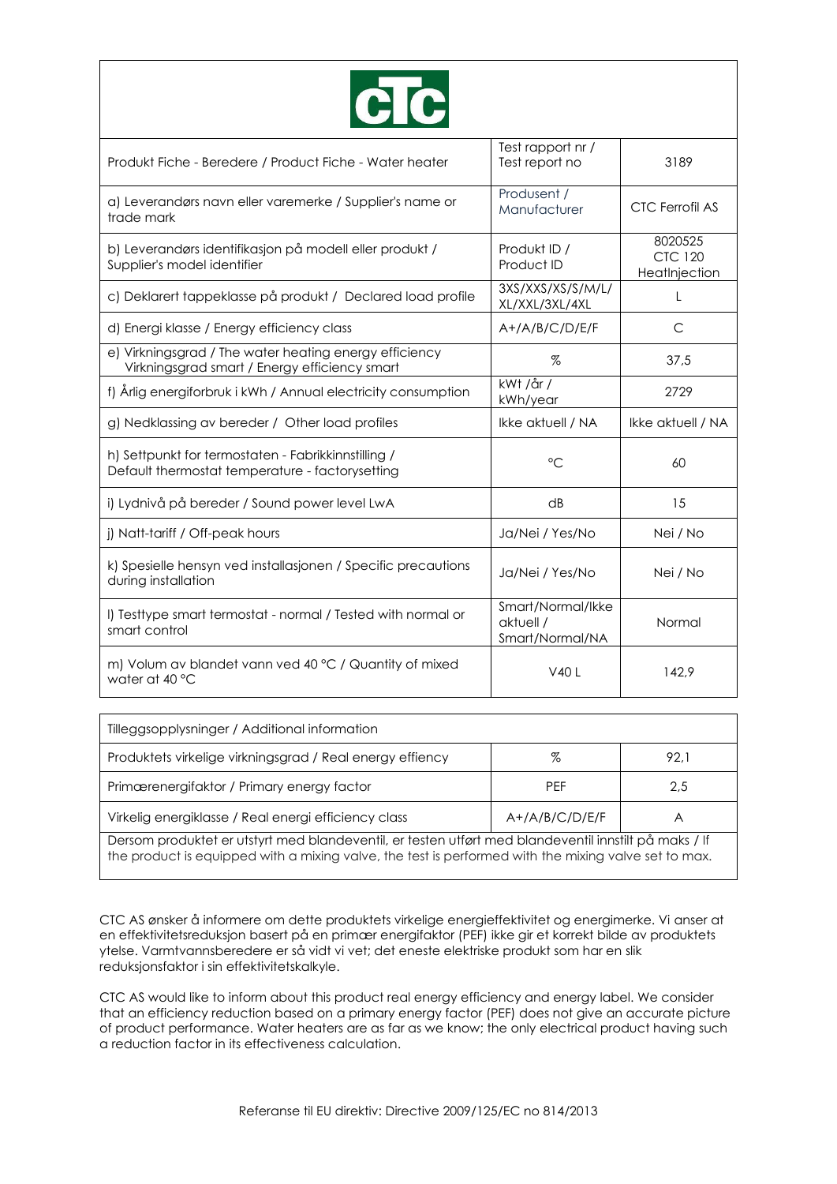CTC

| | | |
|---|---|---|
| Produkt Fiche - Beredere / Product Fiche - Water heater | Test rapport nr / Test report no | 3189 |
| a) Leverandørs navn eller varemerke / Supplier's name or trade mark | Produsent / Manufacturer | CTC Ferrofil AS |
| b) Leverandørs identifikasjon på modell eller produkt / Supplier's model identifier | Produkt ID / Product ID | 8020525 CTC 120 HeatInjection |
| c) Deklarert tappeklasse på produkt / Declared load profile | 3XS/XXS/XS/S/M/L/ XL/XXL/3XL/4XL | L |
| d) Energi klasse / Energy efficiency class | A+/A/B/C/D/E/F | C |
| e) Virkningsgrad / The water heating energy efficiency Virkningsgrad smart / Energy efficiency smart | % | 37,5 |
| f) Årlig energiforbruk i kWh / Annual electricity consumption | kWt /år / kWh/year | 2729 |
| g) Nedklassing av bereder / Other load profiles | Ikke aktuell / NA | Ikke aktuell / NA |
| h) Settpunkt for termostaten - Fabrikkinnstilling / Default thermostat temperature - factorysetting | °C | 60 |
| i) Lydnivå på bereder / Sound power level LwA | dB | 15 |
| j) Natt-tariff / Off-peak hours | Ja/Nei / Yes/No | Nei / No |
| k) Spesielle hensyn ved installasjonen / Specific precautions during installation | Ja/Nei / Yes/No | Nei / No |
| l) Testtype smart termostat - normal / Tested with normal or smart control | Smart/Normal/Ikke aktuell / Smart/Normal/NA | Normal |
| m) Volum av blandet vann ved 40 °C / Quantity of mixed water at 40 °C | V40 L | 142,9 |

| Tilleggsopplysninger / Additional information | | |
|---|---|---|
| Produktets virkelige virkningsgrad / Real energy effiency | % | 92,1 |
| Primærenergifaktor / Primary energy factor | PEF | 2,5 |
| Virkelig energiklasse / Real energi efficiency class | A+/A/B/C/D/E/F | A |

Dersom produktet er utstyrt med blandeventil, er testen utført med blandeventil innstilt på maks / If the product is equipped with a mixing valve, the test is performed with the mixing valve set to max.

CTC AS ønsker å informere om dette produktets virkelige energieffektivitet og energimerke. Vi anser at en effektivitetsreduksjon basert på en primær energifaktor (PEF) ikke gir et korrekt bilde av produktets ytelse. Varmtvannsberedere er så vidt vi vet; det eneste elektriske produkt som har en slik reduksjonsfaktor i sin effektivitetskalkyle.

CTC AS would like to inform about this product real energy efficiency and energy label. We consider that an efficiency reduction based on a primary energy factor (PEF) does not give an accurate picture of product performance. Water heaters are as far as we know; the only electrical product having such a reduction factor in its effectiveness calculation.

Referanse til EU direktiv: Directive 2009/125/EC no 814/2013